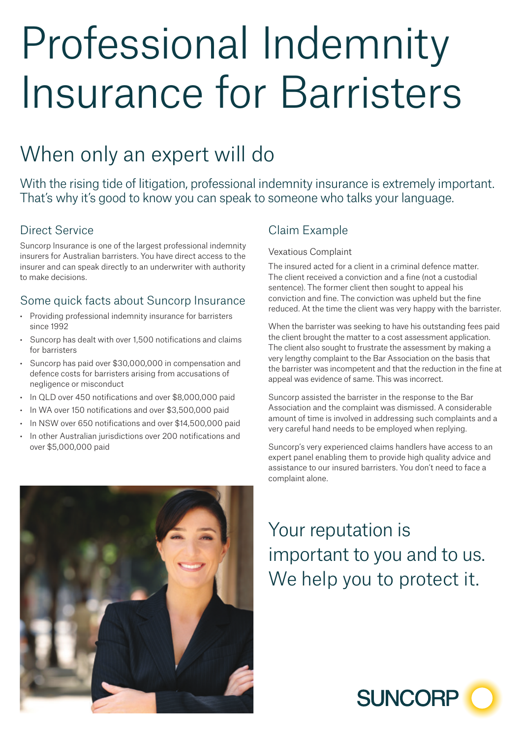# Professional Indemnity Insurance for Barristers

## When only an expert will do

With the rising tide of litigation, professional indemnity insurance is extremely important. That's why it's good to know you can speak to someone who talks your language.

### Direct Service

Suncorp Insurance is one of the largest professional indemnity insurers for Australian barristers. You have direct access to the insurer and can speak directly to an underwriter with authority to make decisions.

### Some quick facts about Suncorp Insurance

- Providing professional indemnity insurance for barristers since 1992
- Suncorp has dealt with over 1,500 notifications and claims for barristers
- Suncorp has paid over $30,000,000 in compensation and defence costs for barristers arising from accusations of negligence or misconduct
- In QLD over 450 notifications and over $8,000,000 paid
- In WA over 150 notifications and over $3,500,000 paid
- In NSW over 650 notifications and over $14,500,000 paid
- In other Australian jurisdictions over 200 notifications and over $5,000,000 paid

### Claim Example

Vexatious Complaint

The insured acted for a client in a criminal defence matter. The client received a conviction and a fine (not a custodial sentence). The former client then sought to appeal his conviction and fine. The conviction was upheld but the fine reduced. At the time the client was very happy with the barrister.

When the barrister was seeking to have his outstanding fees paid the client brought the matter to a cost assessment application. The client also sought to frustrate the assessment by making a very lengthy complaint to the Bar Association on the basis that the barrister was incompetent and that the reduction in the fine at appeal was evidence of same. This was incorrect.

Suncorp assisted the barrister in the response to the Bar Association and the complaint was dismissed. A considerable amount of time is involved in addressing such complaints and a very careful hand needs to be employed when replying.

Suncorp's very experienced claims handlers have access to an expert panel enabling them to provide high quality advice and assistance to our insured barristers. You don't need to face a complaint alone.

## Your reputation is important to you and to us. We help you to protect it.

SUNCORP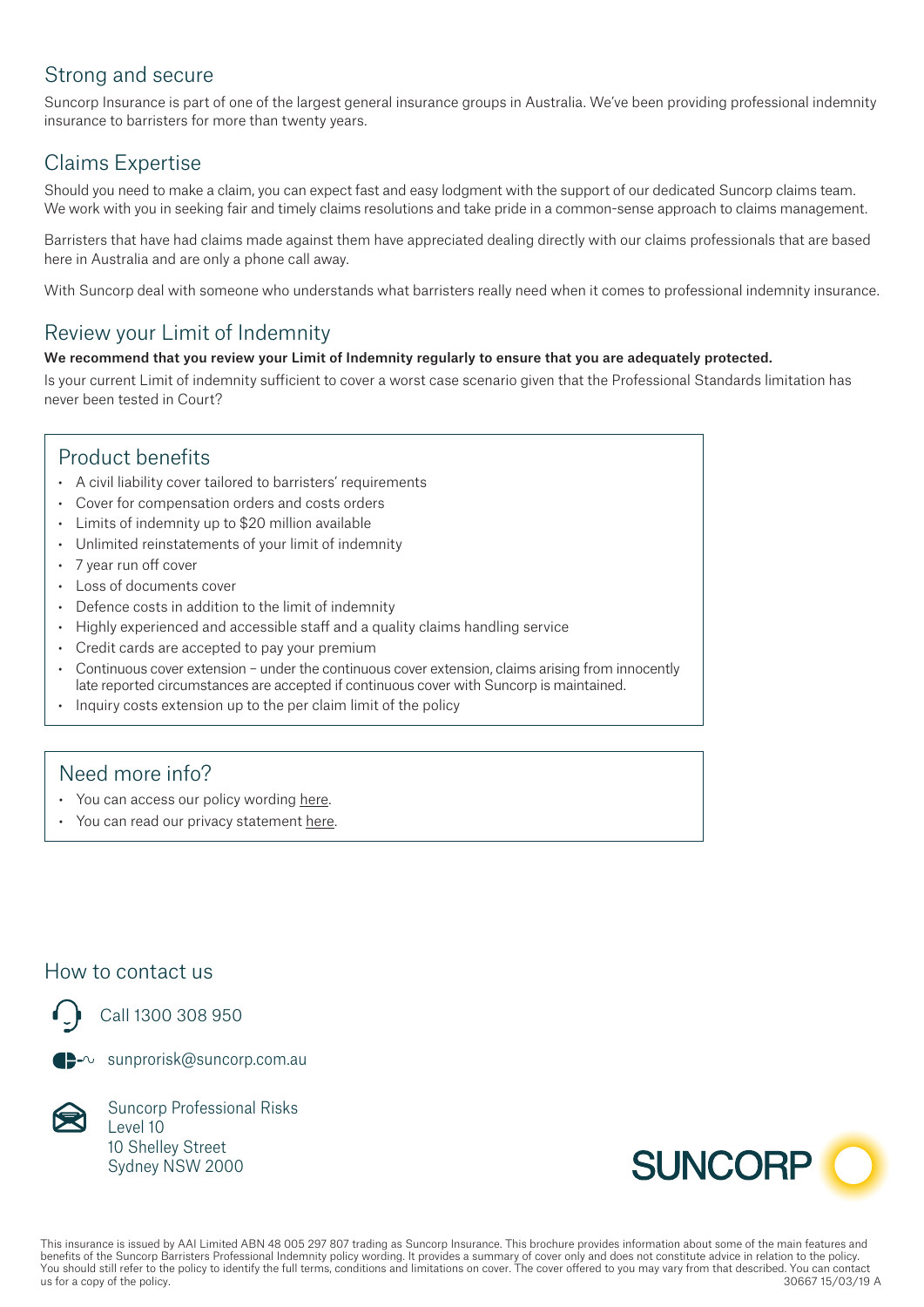## Strong and secure

Suncorp Insurance is part of one of the largest general insurance groups in Australia. We've been providing professional indemnity insurance to barristers for more than twenty years.

## Claims Expertise

Should you need to make a claim, you can expect fast and easy lodgment with the support of our dedicated Suncorp claims team. We work with you in seeking fair and timely claims resolutions and take pride in a common-sense approach to claims management.

Barristers that have had claims made against them have appreciated dealing directly with our claims professionals that are based here in Australia and are only a phone call away.

With Suncorp deal with someone who understands what barristers really need when it comes to professional indemnity insurance.

## Review your Limit of Indemnity

**We recommend that you review your Limit of Indemnity regularly to ensure that you are adequately protected.**

Is your current Limit of indemnity sufficient to cover a worst case scenario given that the Professional Standards limitation has never been tested in Court?

## Product benefits

- A civil liability cover tailored to barristers' requirements
- Cover for compensation orders and costs orders
- Limits of indemnity up to $20 million available
- Unlimited reinstatements of your limit of indemnity
- 7 year run off cover
- Loss of documents cover
- Defence costs in addition to the limit of indemnity
- Highly experienced and accessible staff and a quality claims handling service
- Credit cards are accepted to pay your premium
- Continuous cover extension – under the continuous cover extension, claims arising from innocently late reported circumstances are accepted if continuous cover with Suncorp is maintained.
- Inquiry costs extension up to the per claim limit of the policy

## Need more info?

- You can access our policy wording here.
- You can read our privacy statement here.

## How to contact us

Call 1300 308 950

sunprorisk@suncorp.com.au

Suncorp Professional Risks
Level 10
10 Shelley Street
Sydney NSW 2000

SUNCORP

This insurance is issued by AAI Limited ABN 48 005 297 807 trading as Suncorp Insurance. This brochure provides information about some of the main features and benefits of the Suncorp Barristers Professional Indemnity policy wording. It provides a summary of cover only and does not constitute advice in relation to the policy. You should still refer to the policy to identify the full terms, conditions and limitations on cover. The cover offered to you may vary from that described. You can contact us for a copy of the policy. 30667 15/03/19 A